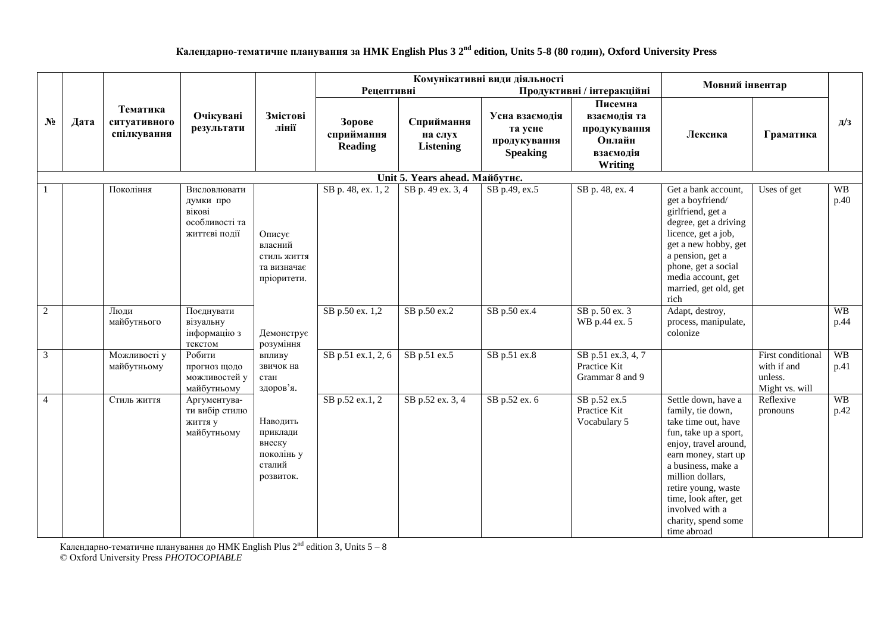**Календарно-тематичне планування за НМК English Plus 3 2nd edition, Units 5-8 (80 годин), Oxford University Press**

| № | Дата | Тематика ситуативного спілкування | Очікувані результати | Змістові лінії | Комунікативні види діяльності | | | | Мовний інвентар | | д/з |
|---|---|---|---|---|---|---|---|---|---|---|---|
| | | | | | Рецептивні | | Продуктивні / інтеракційні | | | | |
| | | | | | Зорове сприймання Reading | Сприймання на слух Listening | Усна взаємодія та усне продукування Speaking | Писемна взаємодія та продукування Онлайн взаємодія Writing | Лексика | Граматика | |
| **Unit 5. Years ahead. Майбутнє.** | | | | | | | | | | | |
| 1 | | Покоління | Висловлювати думки про вікові особливості та життєві події | Описує власний стиль життя та визначає пріоритети. | SB p. 48, ex. 1, 2 | SB p. 49 ex. 3, 4 | SB p.49, ex.5 | SB p. 48, ex. 4 | Get a bank account, get a boyfriend/ girlfriend, get a degree, get a driving licence, get a job, get a new hobby, get a pension, get a phone, get a social media account, get married, get old, get rich | Uses of get | WB p.40 |
| 2 | | Люди майбутнього | Поєднувати візуальну інформацію з текстом | Демонструє розуміння впливу звичок на стан здоров'я. | SB p.50 ex. 1,2 | SB p.50 ex.2 | SB p.50 ex.4 | SB p. 50 ex. 3 WB p.44 ex. 5 | Adapt, destroy, process, manipulate, colonize | | WB p.44 |
| 3 | | Можливості у майбутньому | Робити прогноз щодо можливостей у майбутньому | | SB p.51 ex.1, 2, 6 | SB p.51 ex.5 | SB p.51 ex.8 | SB p.51 ex.3, 4, 7 Practice Kit Grammar 8 and 9 | | First conditional with if and unless. Might vs. will | WB p.41 |
| 4 | | Стиль життя | Аргументувати вибір стилю життя у майбутньому | Наводить приклади внеску поколінь у сталий розвиток. | SB p.52 ex.1, 2 | SB p.52 ex. 3, 4 | SB p.52 ex. 6 | SB p.52 ex.5 Practice Kit Vocabulary 5 | Settle down, have a family, tie down, take time out, have fun, take up a sport, enjoy, travel around, earn money, start up a business, make a million dollars, retire young, waste time, look after, get involved with a charity, spend some time abroad | Reflexive pronouns | WB p.42 |

Календарно-тематичне планування до НМК English Plus 2nd edition 3, Units 5 – 8
© Oxford University Press *PHOTOCOPIABLE*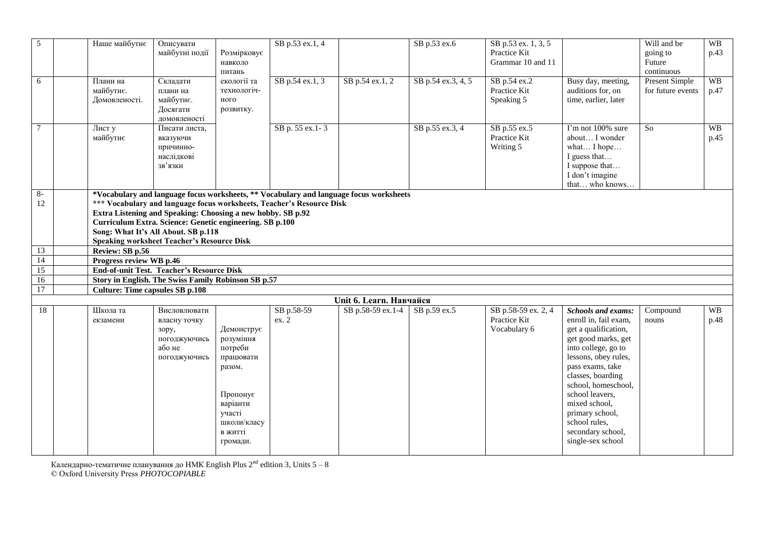| 5 | | Наше майбутнє | Описувати майбутні події | Розмірковує навколо питань екології та технологічного розвитку. | SB p.53 ex.1, 4 | | SB p.53 ex.6 | SB p.53 ex. 1, 3, 5 Practice Kit Grammar 10 and 11 | | Will and be going to Future continuous | WB p.43 |
|---|---|---|---|---|---|---|---|---|---|---|---|
| 6 | | Плани на майбутнє. Домовленості. | Складати плани на майбутнє. Досягати домовленості | | SB p.54 ex.1, 3 | SB p.54 ex.1, 2 | SB p.54 ex.3, 4, 5 | SB p.54 ex.2 Practice Kit Speaking 5 | Busy day, meeting, auditions for, on time, earlier, later | Present Simple for future events | WB p.47 |
| 7 | | Лист у майбутнє | Писати листа, вказуючи причинно-наслідкові зв'язки | | SB p. 55 ex.1- 3 | | SB p.55 ex.3, 4 | SB p.55 ex.5 Practice Kit Writing 5 | I'm not 100% sure about… I wonder what… I hope… I guess that… I suppose that… I don't imagine that… who knows… | So | WB p.45 |
| 8-12 | | **\*Vocabulary and language focus worksheets, \*\* Vocabulary and language focus worksheets<br>\*\*\* Vocabulary and language focus worksheets, Teacher's Resource Disk<br>Extra Listening and Speaking: Choosing a new hobby. SB p.92<br>Curriculum Extra. Science: Genetic engineering. SB p.100<br>Song: What It's All About. SB p.118<br>Speaking worksheet Teacher's Resource Disk** | | | | | | | | | |
| 13 | | **Review: SB p.56** | | | | | | | | | |
| 14 | | **Progress review WB p.46** | | | | | | | | | |
| 15 | | **End-of-unit Test. Teacher's Resource Disk** | | | | | | | | | |
| 16 | | **Story in English. The Swiss Family Robinson SB p.57** | | | | | | | | | |
| 17 | | **Culture: Time capsules SB p.108** | | | | | | | | | |
| | | | | | **Unit 6. Learn. Навчайся** | | | | | | |
| 18 | | Школа та екзамени | Висловлювати власну точку зору, погоджуючись або не погоджуючись | Демонструє розуміння потреби працювати разом. Пропонує варіанти участі школи/класу в житті громади. | SB p.58-59 ex. 2 | SB p.58-59 ex.1-4 | SB p.59 ex.5 | SB p.58-59 ex. 2, 4 Practice Kit Vocabulary 6 | ***Schools and exams:*** enroll in, fail exam, get a qualification, get good marks, get into college, go to lessons, obey rules, pass exams, take classes, boarding school, homeschool, school leavers, mixed school, primary school, school rules, secondary school, single-sex school | Compound nouns | WB p.48 |

Календарно-тематичне планування до НМК English Plus 2nd edition 3, Units 5 – 8
© Oxford University Press *PHOTOCOPIABLE*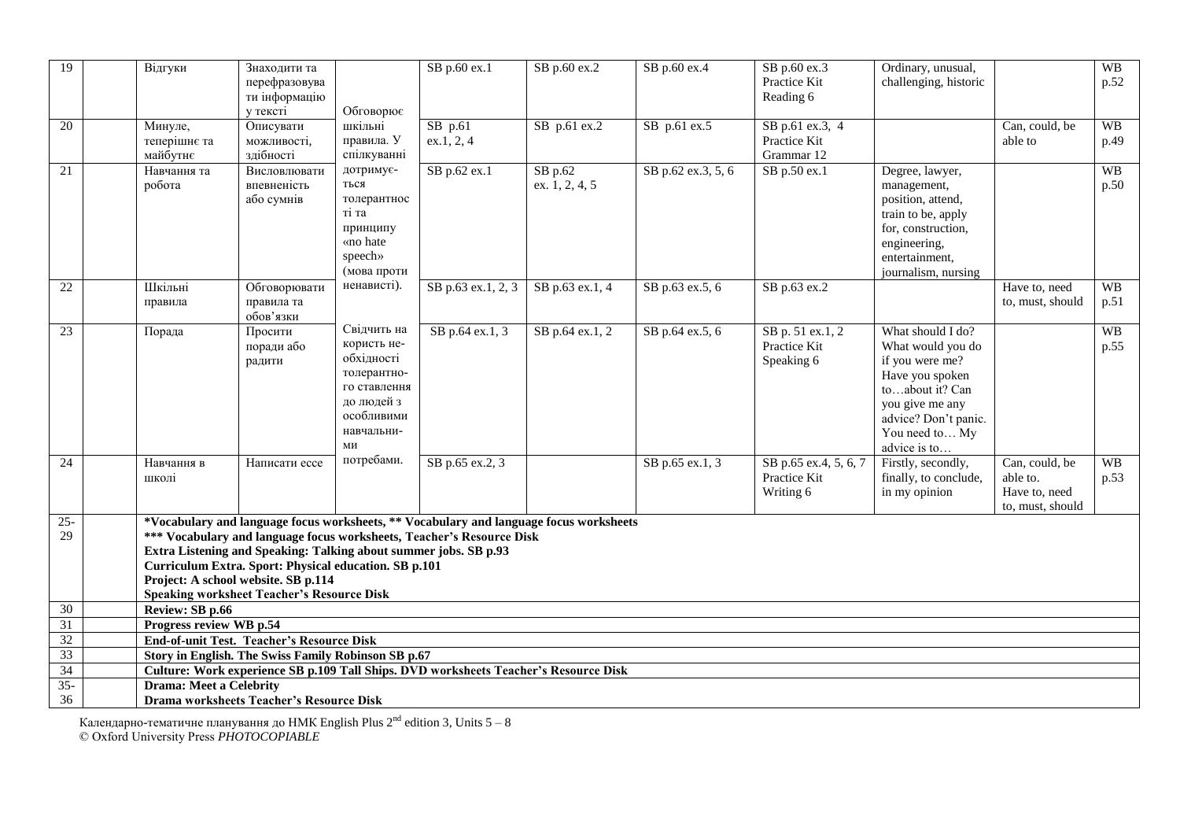| 19 | | Відгуки | Знаходити та перефразовувати інформацію у тексті | Обговорює шкільні правила. У спілкуванні дотримується толерантності та принципу «no hate speech» (мова проти ненависті). Свідчить на користь необхідності толерантного ставлення до людей з особливими навчальними потребами. | SB p.60 ex.1 | SB p.60 ex.2 | SB p.60 ex.4 | SB p.60 ex.3 Practice Kit Reading 6 | Ordinary, unusual, challenging, historic | | WB p.52 |
|---|---|---|---|---|---|---|---|---|---|---|---|
| 20 | | Минуле, теперішнє та майбутнє | Описувати можливості, здібності | | SB p.61 ex.1, 2, 4 | SB p.61 ex.2 | SB p.61 ex.5 | SB p.61 ex.3, 4 Practice Kit Grammar 12 | | Can, could, be able to | WB p.49 |
| 21 | | Навчання та робота | Висловлювати впевненість або сумнів | | SB p.62 ex.1 | SB p.62 ex. 1, 2, 4, 5 | SB p.62 ex.3, 5, 6 | SB p.50 ex.1 | Degree, lawyer, management, position, attend, train to be, apply for, construction, engineering, entertainment, journalism, nursing | | WB p.50 |
| 22 | | Шкільні правила | Обговорювати правила та обов'язки | | SB p.63 ex.1, 2, 3 | SB p.63 ex.1, 4 | SB p.63 ex.5, 6 | SB p.63 ex.2 | | Have to, need to, must, should | WB p.51 |
| 23 | | Порада | Просити поради або радити | | SB p.64 ex.1, 3 | SB p.64 ex.1, 2 | SB p.64 ex.5, 6 | SB p. 51 ex.1, 2 Practice Kit Speaking 6 | What should I do? What would you do if you were me? Have you spoken to…about it? Can you give me any advice? Don't panic. You need to… My advice is to… | | WB p.55 |
| 24 | | Навчання в школі | Написати есе | | SB p.65 ex.2, 3 | | SB p.65 ex.1, 3 | SB p.65 ex.4, 5, 6, 7 Practice Kit Writing 6 | Firstly, secondly, finally, to conclude, in my opinion | Can, could, be able to. Have to, need to, must, should | WB p.53 |
| 25-29 | | **\*Vocabulary and language focus worksheets, \*\* Vocabulary and language focus worksheets<br>\*\*\* Vocabulary and language focus worksheets, Teacher's Resource Disk<br>Extra Listening and Speaking: Talking about summer jobs. SB p.93<br>Curriculum Extra. Sport: Physical education. SB p.101<br>Project: A school website. SB p.114<br>Speaking worksheet Teacher's Resource Disk** | | | | | | | | | |
| 30 | | **Review: SB p.66** | | | | | | | | | |
| 31 | | **Progress review WB p.54** | | | | | | | | | |
| 32 | | **End-of-unit Test. Teacher's Resource Disk** | | | | | | | | | |
| 33 | | **Story in English. The Swiss Family Robinson SB p.67** | | | | | | | | | |
| 34 | | **Culture: Work experience SB p.109 Tall Ships. DVD worksheets Teacher's Resource Disk** | | | | | | | | | |
| 35-36 | | **Drama: Meet a Celebrity<br>Drama worksheets Teacher's Resource Disk** | | | | | | | | | |

Календарно-тематичне планування до НМК English Plus 2nd edition 3, Units 5 – 8
© Oxford University Press *PHOTOCOPIABLE*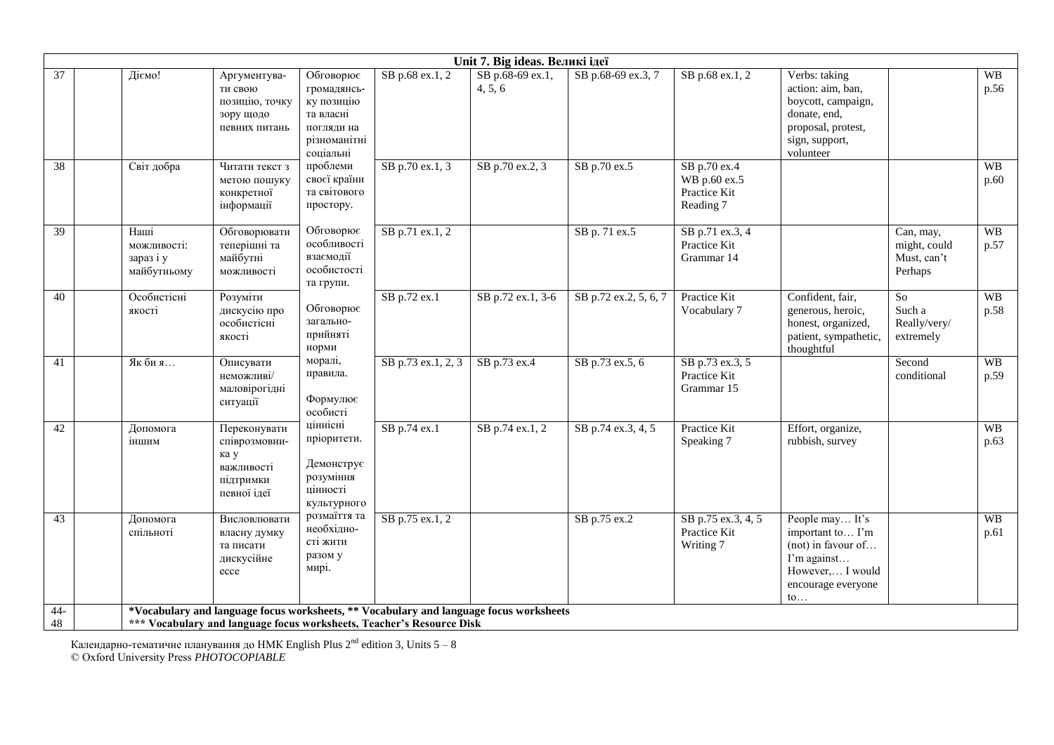| | | | | | | | | | | | |
|---|---|---|---|---|---|---|---|---|---|---|---|
| **Unit 7. Big ideas. Великі ідеї** | | | | | | | | | | | |
| 37 | | Діємо! | Аргументувати свою позицію, точку зору щодо певних питань | Обговорює громадянську позицію та власні погляди на різноманітні соціальні проблеми своєї країни та світового простору. | SB p.68 ex.1, 2 | SB p.68-69 ex.1, 4, 5, 6 | SB p.68-69 ex.3, 7 | SB p.68 ex.1, 2 | Verbs: taking action: aim, ban, boycott, campaign, donate, end, proposal, protest, sign, support, volunteer | | WB p.56 |
| 38 | | Світ добра | Читати текст з метою пошуку конкретної інформації | | SB p.70 ex.1, 3 | SB p.70 ex.2, 3 | SB p.70 ex.5 | SB p.70 ex.4 WB p.60 ex.5 Practice Kit Reading 7 | | | WB p.60 |
| 39 | | Наші можливості: зараз і у майбутньому | Обговорювати теперішні та майбутні можливості | Обговорює особливості взаємодії особистості та групи. | SB p.71 ex.1, 2 | | SB p. 71 ex.5 | SB p.71 ex.3, 4 Practice Kit Grammar 14 | | Can, may, might, could Must, can't Perhaps | WB p.57 |
| 40 | | Особистісні якості | Розуміти дискусію про особистісні якості | Обговорює загальноприйняті норми моралі, правила. | SB p.72 ex.1 | SB p.72 ex.1, 3-6 | SB p.72 ex.2, 5, 6, 7 | Practice Kit Vocabulary 7 | Confident, fair, generous, heroic, honest, organized, patient, sympathetic, thoughtful | So Such a Really/very/ extremely | WB p.58 |
| 41 | | Як би я… | Описувати неможливі/ маловірогідні ситуації | Формулює особисті ціннісні пріоритети. | SB p.73 ex.1, 2, 3 | SB p.73 ex.4 | SB p.73 ex.5, 6 | SB p.73 ex.3, 5 Practice Kit Grammar 15 | | Second conditional | WB p.59 |
| 42 | | Допомога іншим | Переконувати співрозмовника у важливості підтримки певної ідеї | Демонструє розуміння цінності культурного розмаїття та необхідності жити разом у мирі. | SB p.74 ex.1 | SB p.74 ex.1, 2 | SB p.74 ex.3, 4, 5 | Practice Kit Speaking 7 | Effort, organize, rubbish, survey | | WB p.63 |
| 43 | | Допомога спільноті | Висловлювати власну думку та писати дискусійне ессе | | SB p.75 ex.1, 2 | | SB p.75 ex.2 | SB p.75 ex.3, 4, 5 Practice Kit Writing 7 | People may… It's important to… I'm (not) in favour of… I'm against… However,… I would encourage everyone to… | | WB p.61 |
| 44-48 | | ***Vocabulary and language focus worksheets, ** Vocabulary and language focus worksheets *** Vocabulary and language focus worksheets, Teacher's Resource Disk** | | | | | | | | | |

Календарно-тематичне планування до НМК English Plus 2nd edition 3, Units 5 – 8
© Oxford University Press *PHOTOCOPIABLE*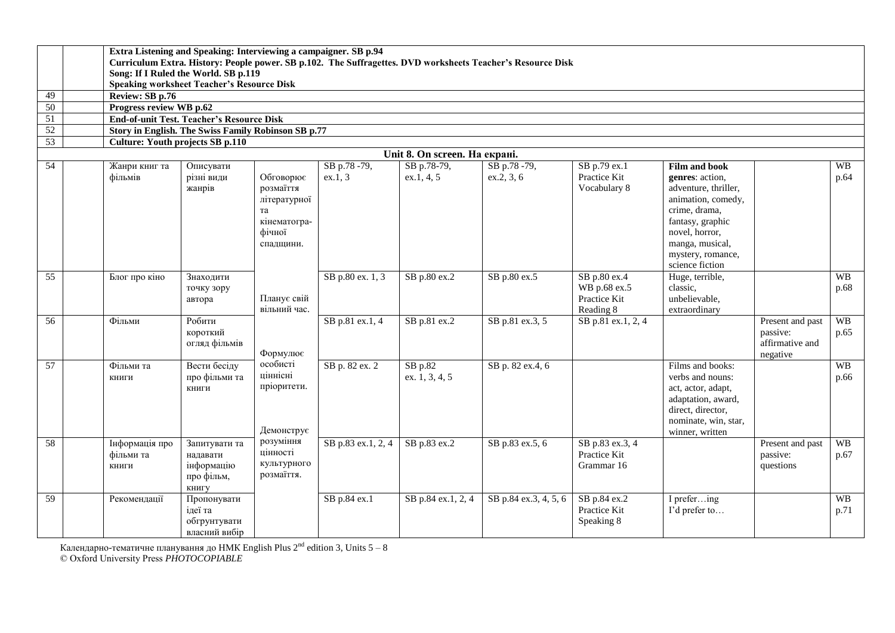| | | | | | | | | | | | |
|---|---|---|---|---|---|---|---|---|---|---|---|
| | | **Extra Listening and Speaking: Interviewing a campaigner. SB p.94** **Curriculum Extra. History: People power. SB p.102. The Suffragettes. DVD worksheets Teacher's Resource Disk** **Song: If I Ruled the World. SB p.119** **Speaking worksheet Teacher's Resource Disk** | | | | | | | | | |
| 49 | | **Review: SB p.76** | | | | | | | | | |
| 50 | | **Progress review WB p.62** | | | | | | | | | |
| 51 | | **End-of-unit Test. Teacher's Resource Disk** | | | | | | | | | |
| 52 | | **Story in English. The Swiss Family Robinson SB p.77** | | | | | | | | | |
| 53 | | **Culture: Youth projects SB p.110** | | | | | | | | | |
| | | | | | **Unit 8. On screen. На екрані.** | | | | | | |
| 54 | | Жанри книг та фільмів | Описувати різні види жанрів | Обговорює розмаїття літературної та кінематографічної спадщини. | SB p.78 -79, ex.1, 3 | SB p.78-79, ex.1, 4, 5 | SB p.78 -79, ex.2, 3, 6 | SB p.79 ex.1 Practice Kit Vocabulary 8 | **Film and book genres**: action, adventure, thriller, animation, comedy, crime, drama, fantasy, graphic novel, horror, manga, musical, mystery, romance, science fiction | | WB p.64 |
| 55 | | Блог про кіно | Знаходити точку зору автора | Планує свій вільний час. | SB p.80 ex. 1, 3 | SB p.80 ex.2 | SB p.80 ex.5 | SB p.80 ex.4 WB p.68 ex.5 Practice Kit Reading 8 | Huge, terrible, classic, unbelievable, extraordinary | | WB p.68 |
| 56 | | Фільми | Робити короткий огляд фільмів | Формулює особисті ціннісні пріоритети. | SB p.81 ex.1, 4 | SB p.81 ex.2 | SB p.81 ex.3, 5 | SB p.81 ex.1, 2, 4 | | Present and past passive: affirmative and negative | WB p.65 |
| 57 | | Фільми та книги | Вести бесіду про фільми та книги | | SB p. 82 ex. 2 | SB p.82 ex. 1, 3, 4, 5 | SB p. 82 ex.4, 6 | | Films and books: verbs and nouns: act, actor, adapt, adaptation, award, direct, director, nominate, win, star, winner, written | | WB p.66 |
| 58 | | Інформація про фільми та книги | Запитувати та надавати інформацію про фільм, книгу | Демонструє розуміння цінності культурного розмаїття. | SB p.83 ex.1, 2, 4 | SB p.83 ex.2 | SB p.83 ex.5, 6 | SB p.83 ex.3, 4 Practice Kit Grammar 16 | | Present and past passive: questions | WB p.67 |
| 59 | | Рекомендації | Пропонувати ідеї та обгрунтувати власний вибір | | SB p.84 ex.1 | SB p.84 ex.1, 2, 4 | SB p.84 ex.3, 4, 5, 6 | SB p.84 ex.2 Practice Kit Speaking 8 | I prefer…ing I'd prefer to… | | WB p.71 |

Календарно-тематичне планування до НМК English Plus 2nd edition 3, Units 5 – 8
© Oxford University Press *PHOTOCOPIABLE*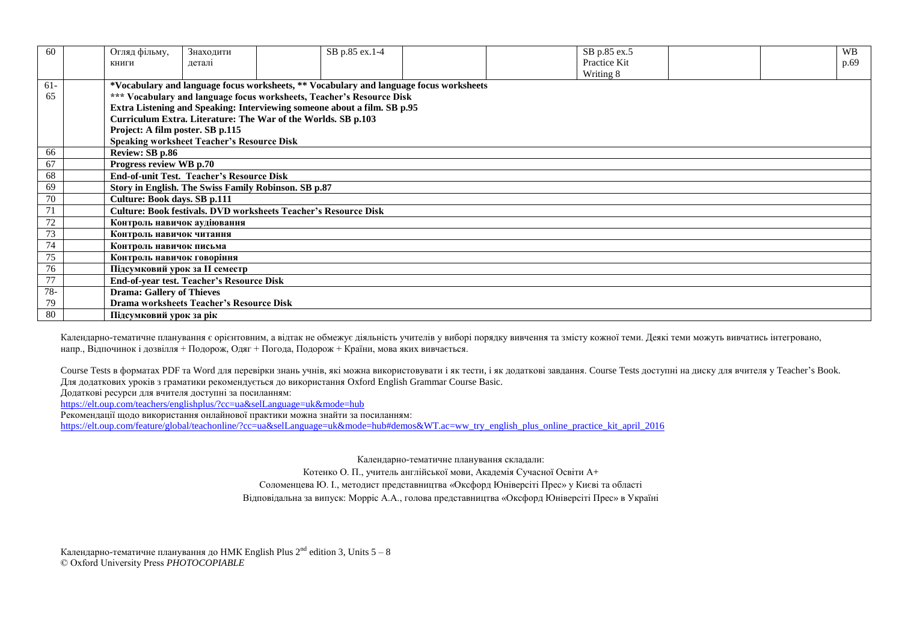| | | | | | | | | | | | | |
|---|---|---|---|---|---|---|---|---|---|---|---|---|
| 60 | | Огляд фільму, книги | Знаходити деталі | | SB p.85 ex.1-4 | | | SB p.85 ex.5 Practice Kit Writing 8 | | | WB p.69 |
| 61-65 | | **\*Vocabulary and language focus worksheets, \*\* Vocabulary and language focus worksheets** **\*\*\* Vocabulary and language focus worksheets, Teacher's Resource Disk** **Extra Listening and Speaking: Interviewing someone about a film. SB p.95** **Curriculum Extra. Literature: The War of the Worlds. SB p.103** **Project: A film poster. SB p.115** **Speaking worksheet Teacher's Resource Disk** | | | | | | | | | |
| 66 | | **Review: SB p.86** | | | | | | | | | |
| 67 | | **Progress review WB p.70** | | | | | | | | | |
| 68 | | **End-of-unit Test. Teacher's Resource Disk** | | | | | | | | | |
| 69 | | **Story in English. The Swiss Family Robinson. SB p.87** | | | | | | | | | |
| 70 | | **Culture: Book days. SB p.111** | | | | | | | | | |
| 71 | | **Culture: Book festivals. DVD worksheets Teacher's Resource Disk** | | | | | | | | | |
| 72 | | **Контроль навичок аудіювання** | | | | | | | | | |
| 73 | | **Контроль навичок читання** | | | | | | | | | |
| 74 | | **Контроль навичок письма** | | | | | | | | | |
| 75 | | **Контроль навичок говоріння** | | | | | | | | | |
| 76 | | **Підсумковий урок за II семестр** | | | | | | | | | |
| 77 | | **End-of-year test. Teacher's Resource Disk** | | | | | | | | | |
| 78-79 | | **Drama: Gallery of Thieves** **Drama worksheets Teacher's Resource Disk** | | | | | | | | | |
| 80 | | **Підсумковий урок за рік** | | | | | | | | | |

Календарно-тематичне планування є орієнтовним, а відтак не обмежує діяльність учителів у виборі порядку вивчення та змісту кожної теми. Деякі теми можуть вивчатись інтегровано, напр., Відпочинок і дозвілля + Подорож, Одяг + Погода, Подорож + Країни, мова яких вивчається.

Course Tests в форматах PDF та Word для перевірки знань учнів, які можна використовувати і як тести, і як додаткові завдання. Course Tests доступні на диску для вчителя у Teacher's Book.
Для додаткових уроків з граматики рекомендується до використання Oxford English Grammar Course Basic.
Додаткові ресурси для вчителя доступні за посиланням:
https://elt.oup.com/teachers/englishplus/?cc=ua&selLanguage=uk&mode=hub
Рекомендації щодо використання онлайнової практики можна знайти за посиланням:
https://elt.oup.com/feature/global/teachonline/?cc=ua&selLanguage=uk&mode=hub#demos&WT.ac=ww_try_english_plus_online_practice_kit_april_2016

Календарно-тематичне планування складали:
Котенко О. П., учитель англійської мови, Академія Сучасної Освіти А+
Соломенцева Ю. І., методист представництва «Оксфорд Юніверсіті Прес» у Києві та області
Відповідальна за випуск: Морріс А.А., голова представництва «Оксфорд Юніверсіті Прес» в Україні

Календарно-тематичне планування до НМК English Plus 2nd edition 3, Units 5 – 8
© Oxford University Press *PHOTOCOPIABLE*